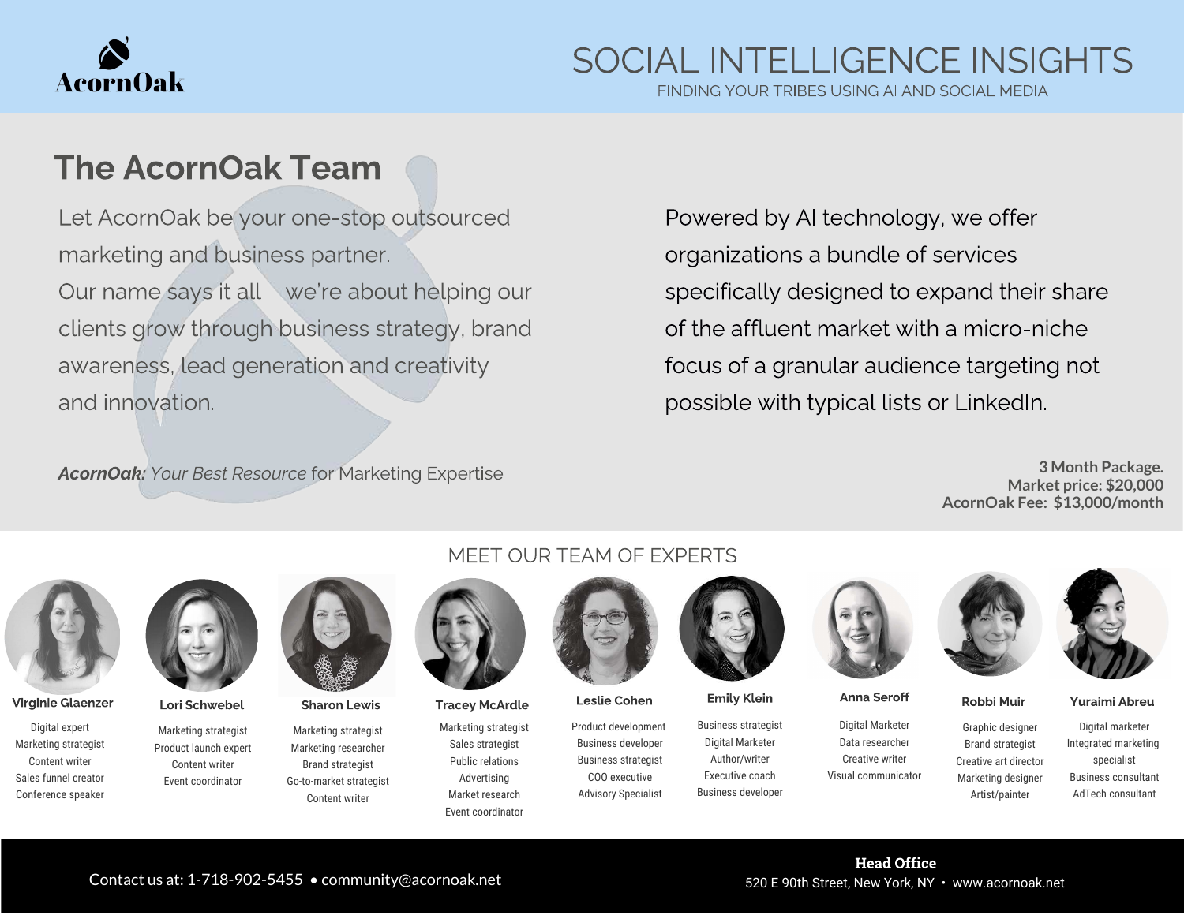AcornOak

# SOCIAL INTELLIGENCE INSIGHTS

FINDING YOUR TRIBES USING AI AND SOCIAL MEDIA

## The AcornOak Team

Let AcornOak be your one-stop outsourced marketing and business partner.
Our name says it all – we're about helping our clients grow through business strategy, brand awareness, lead generation and creativity and innovation.

***AcornOak:*** *Your Best Resource* for Marketing Expertise

Powered by AI technology, we offer organizations a bundle of services specifically designed to expand their share of the affluent market with a micro-niche focus of a granular audience targeting not possible with typical lists or LinkedIn.

**3 Month Package.**
**Market price: $20,000**
**AcornOak Fee: $13,000/month**

## MEET OUR TEAM OF EXPERTS

**Virginie Glaenzer**
Digital expert
Marketing strategist
Content writer
Sales funnel creator
Conference speaker

**Lori Schwebel**
Marketing strategist
Product launch expert
Content writer
Event coordinator

**Sharon Lewis**
Marketing strategist
Marketing researcher
Brand strategist
Go-to-market strategist
Content writer

**Tracey McArdle**
Marketing strategist
Sales strategist
Public relations
Advertising
Market research
Event coordinator

**Leslie Cohen**
Product development
Business developer
Business strategist
COO executive
Advisory Specialist

**Emily Klein**
Business strategist
Digital Marketer
Author/writer
Executive coach
Business developer

**Anna Seroff**
Digital Marketer
Data researcher
Creative writer
Visual communicator

**Robbi Muir**
Graphic designer
Brand strategist
Creative art director
Marketing designer
Artist/painter

**Yuraimi Abreu**
Digital marketer
Integrated marketing specialist
Business consultant
AdTech consultant

Contact us at: 1-718-902-5455 • community@acornoak.net

**Head Office**
520 E 90th Street, New York, NY • www.acornoak.net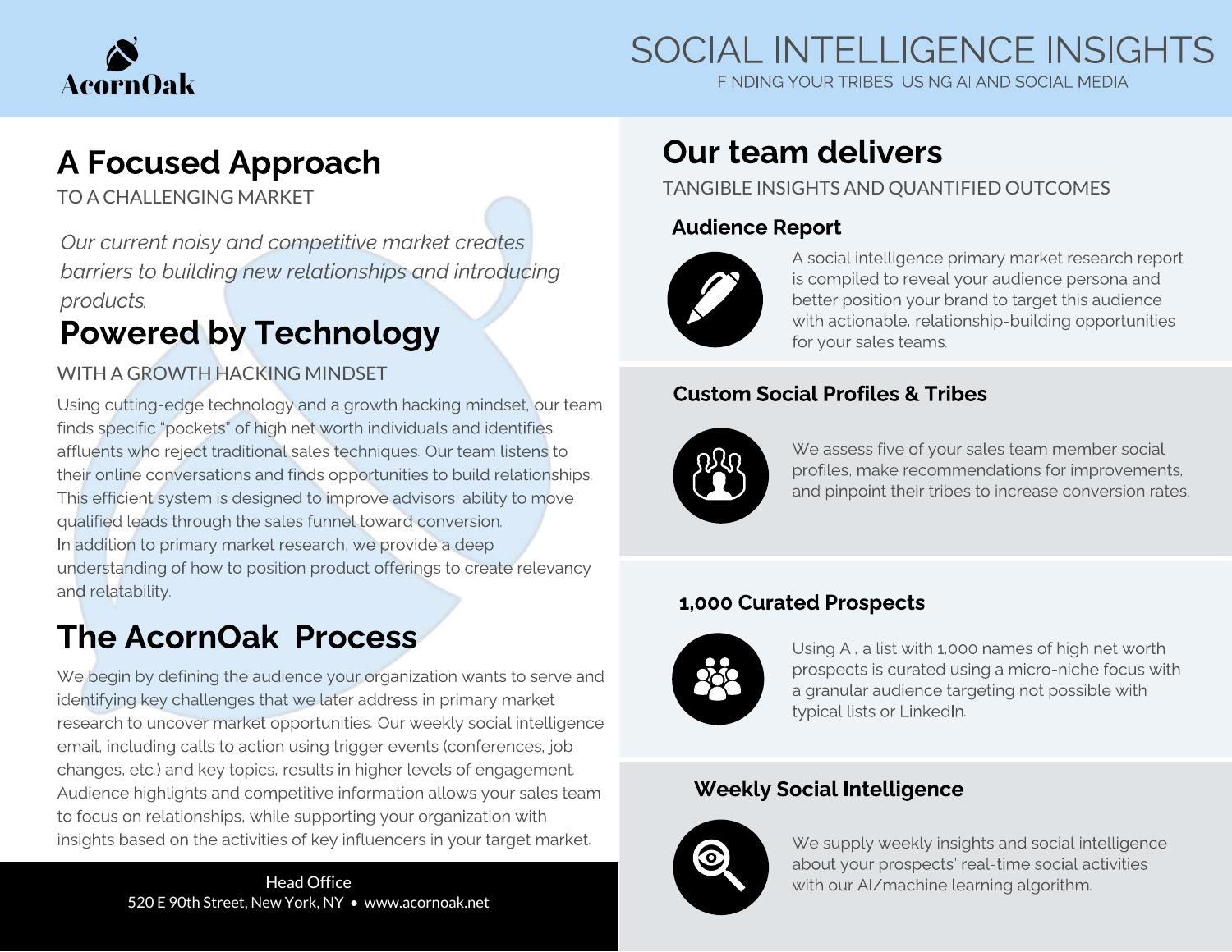AcornOak

# SOCIAL INTELLIGENCE INSIGHTS

FINDING YOUR TRIBES USING AI AND SOCIAL MEDIA

## A Focused Approach

TO A CHALLENGING MARKET

*Our current noisy and competitive market creates barriers to building new relationships and introducing products.*

## Powered by Technology

WITH A GROWTH HACKING MINDSET

Using cutting-edge technology and a growth hacking mindset, our team finds specific "pockets" of high net worth individuals and identifies affluents who reject traditional sales techniques. Our team listens to their online conversations and finds opportunities to build relationships. This efficient system is designed to improve advisors' ability to move qualified leads through the sales funnel toward conversion.
In addition to primary market research, we provide a deep understanding of how to position product offerings to create relevancy and relatability.

## The AcornOak Process

We begin by defining the audience your organization wants to serve and identifying key challenges that we later address in primary market research to uncover market opportunities. Our weekly social intelligence email, including calls to action using trigger events (conferences, job changes, etc.) and key topics, results in higher levels of engagement. Audience highlights and competitive information allows your sales team to focus on relationships, while supporting your organization with insights based on the activities of key influencers in your target market.

Head Office
520 E 90th Street, New York, NY • www.acornoak.net

## Our team delivers

TANGIBLE INSIGHTS AND QUANTIFIED OUTCOMES

### Audience Report

A social intelligence primary market research report is compiled to reveal your audience persona and better position your brand to target this audience with actionable, relationship-building opportunities for your sales teams.

### Custom Social Profiles & Tribes

We assess five of your sales team member social profiles, make recommendations for improvements, and pinpoint their tribes to increase conversion rates.

### 1,000 Curated Prospects

Using AI, a list with 1,000 names of high net worth prospects is curated using a micro-niche focus with a granular audience targeting not possible with typical lists or LinkedIn.

### Weekly Social Intelligence

We supply weekly insights and social intelligence about your prospects' real-time social activities with our AI/machine learning algorithm.